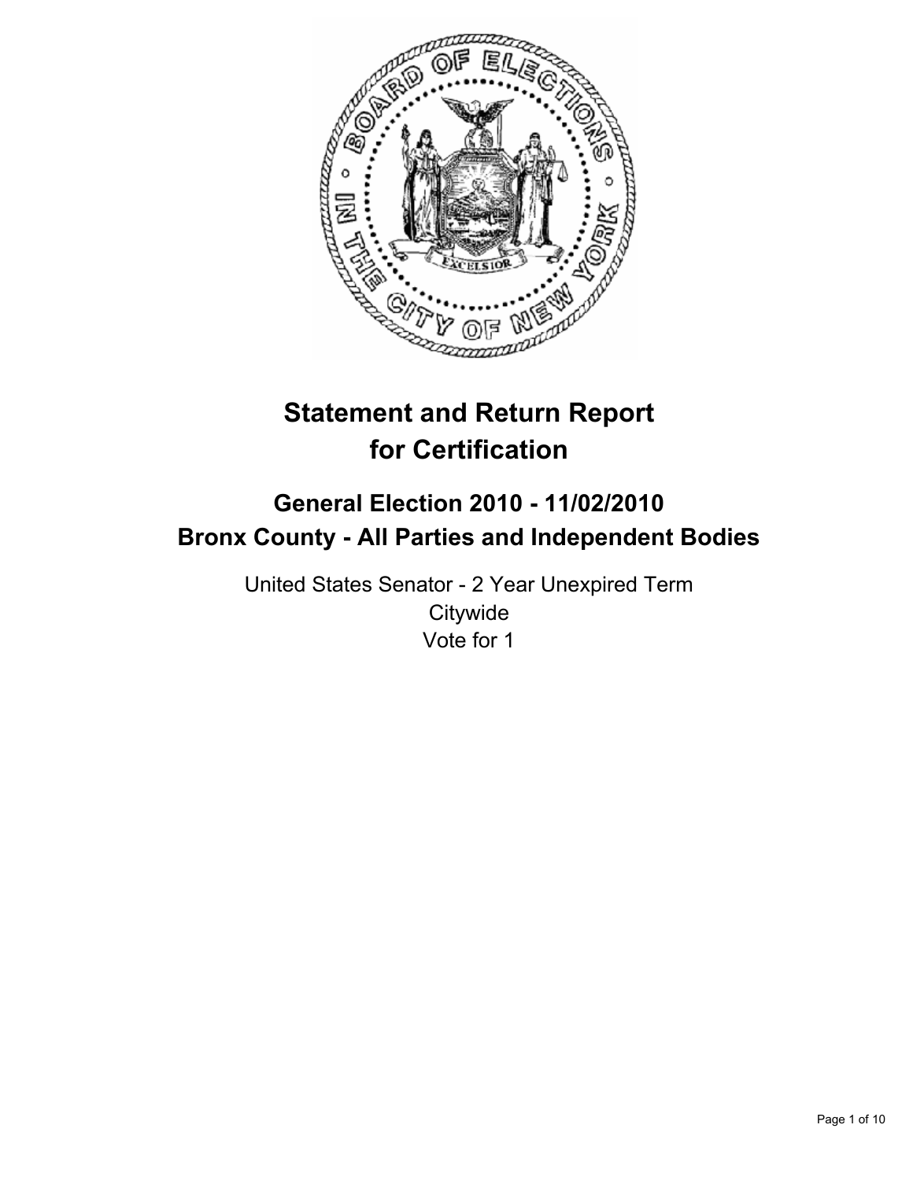# Statement and Return Report for Certification

## General Election 2010 - 11/02/2010
## Bronx County - All Parties and Independent Bodies

United States Senator - 2 Year Unexpired Term
Citywide
Vote for 1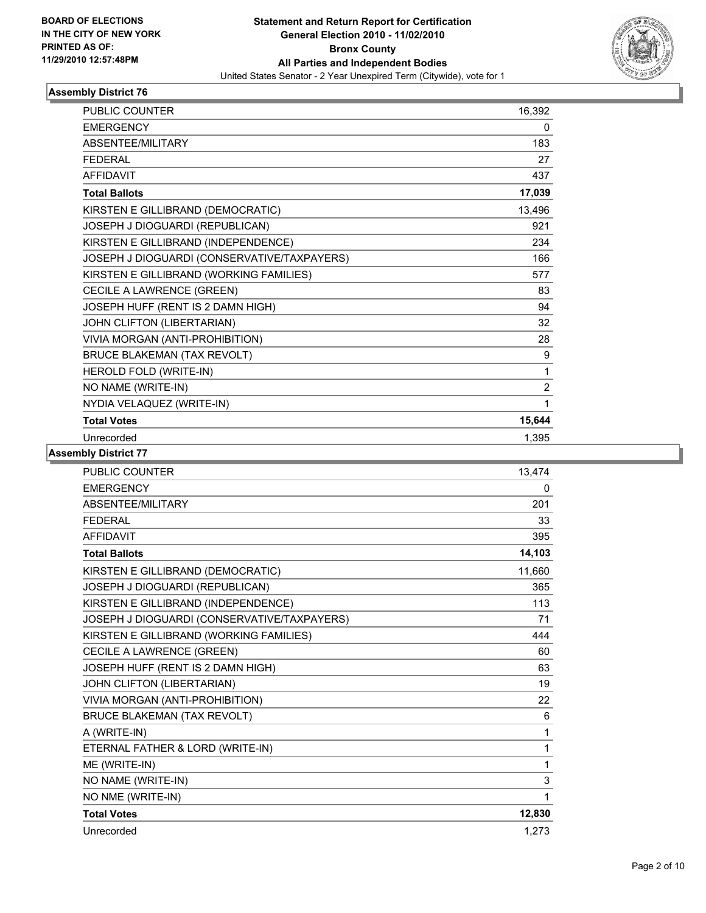BOARD OF ELECTIONS
IN THE CITY OF NEW YORK
PRINTED AS OF:
11/29/2010 12:57:48PM

**Statement and Return Report for Certification**
**General Election 2010 - 11/02/2010**
**Bronx County**
**All Parties and Independent Bodies**
United States Senator - 2 Year Unexpired Term (Citywide), vote for 1

## Assembly District 76

| | |
|---|---|
| PUBLIC COUNTER | 16,392 |
| EMERGENCY | 0 |
| ABSENTEE/MILITARY | 183 |
| FEDERAL | 27 |
| AFFIDAVIT | 437 |
| **Total Ballots** | **17,039** |
| KIRSTEN E GILLIBRAND (DEMOCRATIC) | 13,496 |
| JOSEPH J DIOGUARDI (REPUBLICAN) | 921 |
| KIRSTEN E GILLIBRAND (INDEPENDENCE) | 234 |
| JOSEPH J DIOGUARDI (CONSERVATIVE/TAXPAYERS) | 166 |
| KIRSTEN E GILLIBRAND (WORKING FAMILIES) | 577 |
| CECILE A LAWRENCE (GREEN) | 83 |
| JOSEPH HUFF (RENT IS 2 DAMN HIGH) | 94 |
| JOHN CLIFTON (LIBERTARIAN) | 32 |
| VIVIA MORGAN (ANTI-PROHIBITION) | 28 |
| BRUCE BLAKEMAN (TAX REVOLT) | 9 |
| HEROLD FOLD (WRITE-IN) | 1 |
| NO NAME (WRITE-IN) | 2 |
| NYDIA VELAQUEZ (WRITE-IN) | 1 |
| **Total Votes** | **15,644** |
| Unrecorded | 1,395 |

## Assembly District 77

| | |
|---|---|
| PUBLIC COUNTER | 13,474 |
| EMERGENCY | 0 |
| ABSENTEE/MILITARY | 201 |
| FEDERAL | 33 |
| AFFIDAVIT | 395 |
| **Total Ballots** | **14,103** |
| KIRSTEN E GILLIBRAND (DEMOCRATIC) | 11,660 |
| JOSEPH J DIOGUARDI (REPUBLICAN) | 365 |
| KIRSTEN E GILLIBRAND (INDEPENDENCE) | 113 |
| JOSEPH J DIOGUARDI (CONSERVATIVE/TAXPAYERS) | 71 |
| KIRSTEN E GILLIBRAND (WORKING FAMILIES) | 444 |
| CECILE A LAWRENCE (GREEN) | 60 |
| JOSEPH HUFF (RENT IS 2 DAMN HIGH) | 63 |
| JOHN CLIFTON (LIBERTARIAN) | 19 |
| VIVIA MORGAN (ANTI-PROHIBITION) | 22 |
| BRUCE BLAKEMAN (TAX REVOLT) | 6 |
| A (WRITE-IN) | 1 |
| ETERNAL FATHER & LORD (WRITE-IN) | 1 |
| ME (WRITE-IN) | 1 |
| NO NAME (WRITE-IN) | 3 |
| NO NME (WRITE-IN) | 1 |
| **Total Votes** | **12,830** |
| Unrecorded | 1,273 |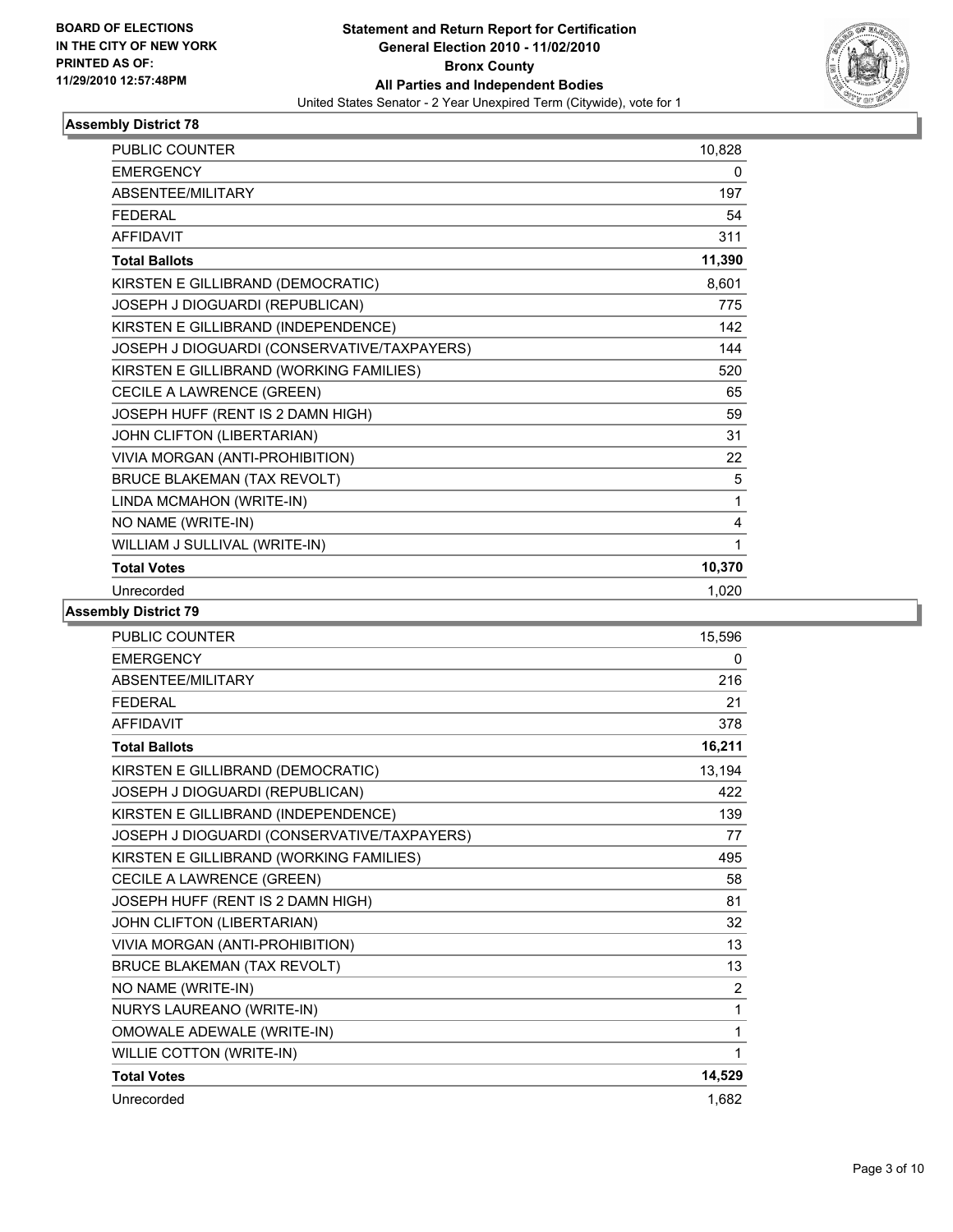BOARD OF ELECTIONS
IN THE CITY OF NEW YORK
PRINTED AS OF:
11/29/2010 12:57:48PM

**Statement and Return Report for Certification**
**General Election 2010 - 11/02/2010**
**Bronx County**
**All Parties and Independent Bodies**
United States Senator - 2 Year Unexpired Term (Citywide), vote for 1

### Assembly District 78

| | |
|---|---|
| PUBLIC COUNTER | 10,828 |
| EMERGENCY | 0 |
| ABSENTEE/MILITARY | 197 |
| FEDERAL | 54 |
| AFFIDAVIT | 311 |
| **Total Ballots** | **11,390** |
| KIRSTEN E GILLIBRAND (DEMOCRATIC) | 8,601 |
| JOSEPH J DIOGUARDI (REPUBLICAN) | 775 |
| KIRSTEN E GILLIBRAND (INDEPENDENCE) | 142 |
| JOSEPH J DIOGUARDI (CONSERVATIVE/TAXPAYERS) | 144 |
| KIRSTEN E GILLIBRAND (WORKING FAMILIES) | 520 |
| CECILE A LAWRENCE (GREEN) | 65 |
| JOSEPH HUFF (RENT IS 2 DAMN HIGH) | 59 |
| JOHN CLIFTON (LIBERTARIAN) | 31 |
| VIVIA MORGAN (ANTI-PROHIBITION) | 22 |
| BRUCE BLAKEMAN (TAX REVOLT) | 5 |
| LINDA MCMAHON (WRITE-IN) | 1 |
| NO NAME (WRITE-IN) | 4 |
| WILLIAM J SULLIVAL (WRITE-IN) | 1 |
| **Total Votes** | **10,370** |
| Unrecorded | 1,020 |

### Assembly District 79

| | |
|---|---|
| PUBLIC COUNTER | 15,596 |
| EMERGENCY | 0 |
| ABSENTEE/MILITARY | 216 |
| FEDERAL | 21 |
| AFFIDAVIT | 378 |
| **Total Ballots** | **16,211** |
| KIRSTEN E GILLIBRAND (DEMOCRATIC) | 13,194 |
| JOSEPH J DIOGUARDI (REPUBLICAN) | 422 |
| KIRSTEN E GILLIBRAND (INDEPENDENCE) | 139 |
| JOSEPH J DIOGUARDI (CONSERVATIVE/TAXPAYERS) | 77 |
| KIRSTEN E GILLIBRAND (WORKING FAMILIES) | 495 |
| CECILE A LAWRENCE (GREEN) | 58 |
| JOSEPH HUFF (RENT IS 2 DAMN HIGH) | 81 |
| JOHN CLIFTON (LIBERTARIAN) | 32 |
| VIVIA MORGAN (ANTI-PROHIBITION) | 13 |
| BRUCE BLAKEMAN (TAX REVOLT) | 13 |
| NO NAME (WRITE-IN) | 2 |
| NURYS LAUREANO (WRITE-IN) | 1 |
| OMOWALE ADEWALE (WRITE-IN) | 1 |
| WILLIE COTTON (WRITE-IN) | 1 |
| **Total Votes** | **14,529** |
| Unrecorded | 1,682 |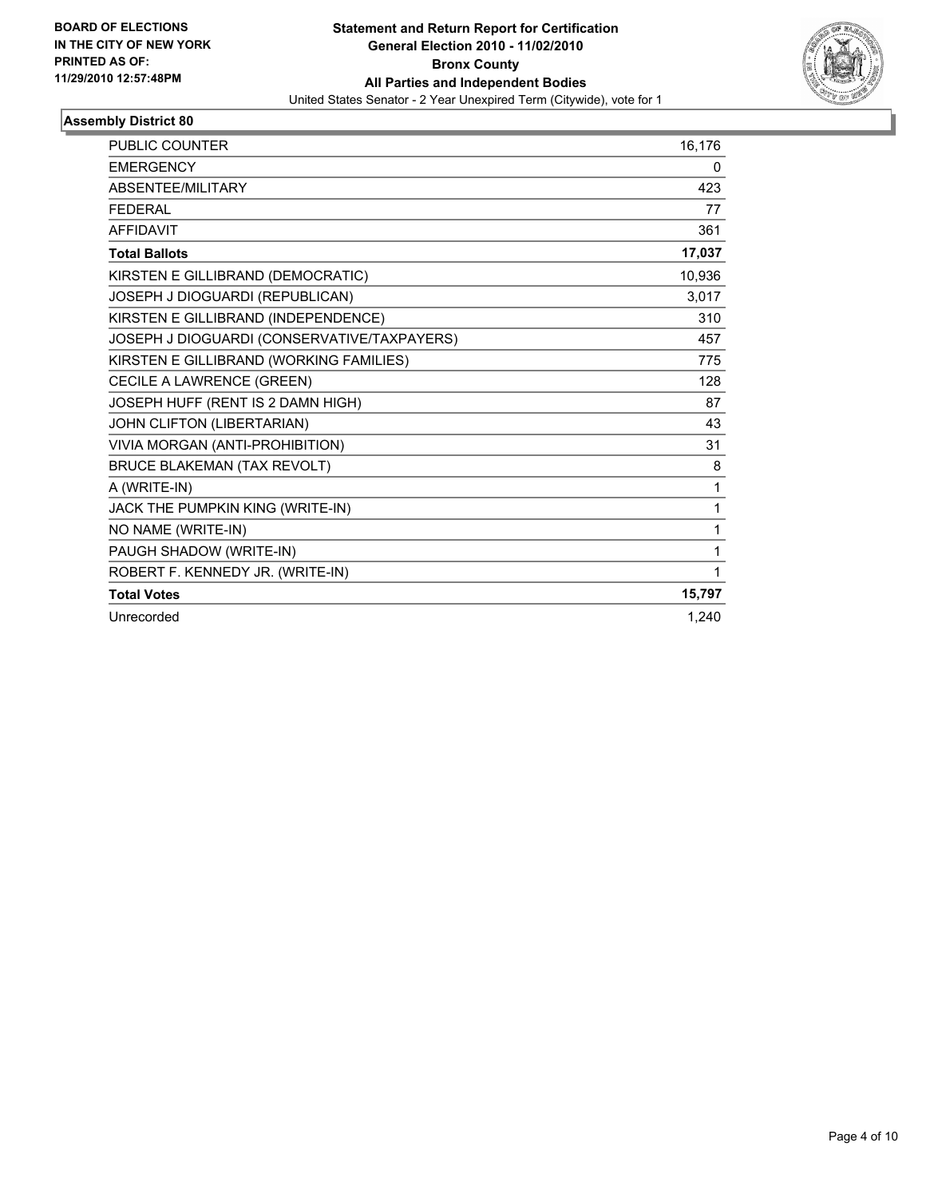**BOARD OF ELECTIONS IN THE CITY OF NEW YORK**
**PRINTED AS OF: 11/29/2010 12:57:48PM**

# Statement and Return Report for Certification
## General Election 2010 - 11/02/2010
## Bronx County
## All Parties and Independent Bodies

United States Senator - 2 Year Unexpired Term (Citywide), vote for 1

### Assembly District 80

| | |
|---|---|
| PUBLIC COUNTER | 16,176 |
| EMERGENCY | 0 |
| ABSENTEE/MILITARY | 423 |
| FEDERAL | 77 |
| AFFIDAVIT | 361 |
| **Total Ballots** | **17,037** |
| KIRSTEN E GILLIBRAND (DEMOCRATIC) | 10,936 |
| JOSEPH J DIOGUARDI (REPUBLICAN) | 3,017 |
| KIRSTEN E GILLIBRAND (INDEPENDENCE) | 310 |
| JOSEPH J DIOGUARDI (CONSERVATIVE/TAXPAYERS) | 457 |
| KIRSTEN E GILLIBRAND (WORKING FAMILIES) | 775 |
| CECILE A LAWRENCE (GREEN) | 128 |
| JOSEPH HUFF (RENT IS 2 DAMN HIGH) | 87 |
| JOHN CLIFTON (LIBERTARIAN) | 43 |
| VIVIA MORGAN (ANTI-PROHIBITION) | 31 |
| BRUCE BLAKEMAN (TAX REVOLT) | 8 |
| A (WRITE-IN) | 1 |
| JACK THE PUMPKIN KING (WRITE-IN) | 1 |
| NO NAME (WRITE-IN) | 1 |
| PAUGH SHADOW (WRITE-IN) | 1 |
| ROBERT F. KENNEDY JR. (WRITE-IN) | 1 |
| **Total Votes** | **15,797** |
| Unrecorded | 1,240 |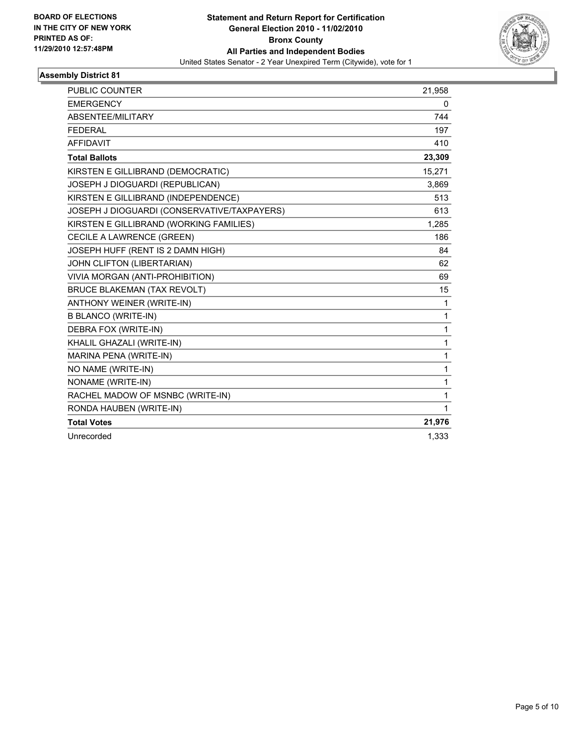**BOARD OF ELECTIONS IN THE CITY OF NEW YORK PRINTED AS OF: 11/29/2010 12:57:48PM**

**Statement and Return Report for Certification**
**General Election 2010 - 11/02/2010**
**Bronx County**
**All Parties and Independent Bodies**
United States Senator - 2 Year Unexpired Term (Citywide), vote for 1

## Assembly District 81

| | |
|---|---|
| PUBLIC COUNTER | 21,958 |
| EMERGENCY | 0 |
| ABSENTEE/MILITARY | 744 |
| FEDERAL | 197 |
| AFFIDAVIT | 410 |
| **Total Ballots** | **23,309** |
| KIRSTEN E GILLIBRAND (DEMOCRATIC) | 15,271 |
| JOSEPH J DIOGUARDI (REPUBLICAN) | 3,869 |
| KIRSTEN E GILLIBRAND (INDEPENDENCE) | 513 |
| JOSEPH J DIOGUARDI (CONSERVATIVE/TAXPAYERS) | 613 |
| KIRSTEN E GILLIBRAND (WORKING FAMILIES) | 1,285 |
| CECILE A LAWRENCE (GREEN) | 186 |
| JOSEPH HUFF (RENT IS 2 DAMN HIGH) | 84 |
| JOHN CLIFTON (LIBERTARIAN) | 62 |
| VIVIA MORGAN (ANTI-PROHIBITION) | 69 |
| BRUCE BLAKEMAN (TAX REVOLT) | 15 |
| ANTHONY WEINER (WRITE-IN) | 1 |
| B BLANCO (WRITE-IN) | 1 |
| DEBRA FOX (WRITE-IN) | 1 |
| KHALIL GHAZALI (WRITE-IN) | 1 |
| MARINA PENA (WRITE-IN) | 1 |
| NO NAME (WRITE-IN) | 1 |
| NONAME (WRITE-IN) | 1 |
| RACHEL MADOW OF MSNBC (WRITE-IN) | 1 |
| RONDA HAUBEN (WRITE-IN) | 1 |
| **Total Votes** | **21,976** |
| Unrecorded | 1,333 |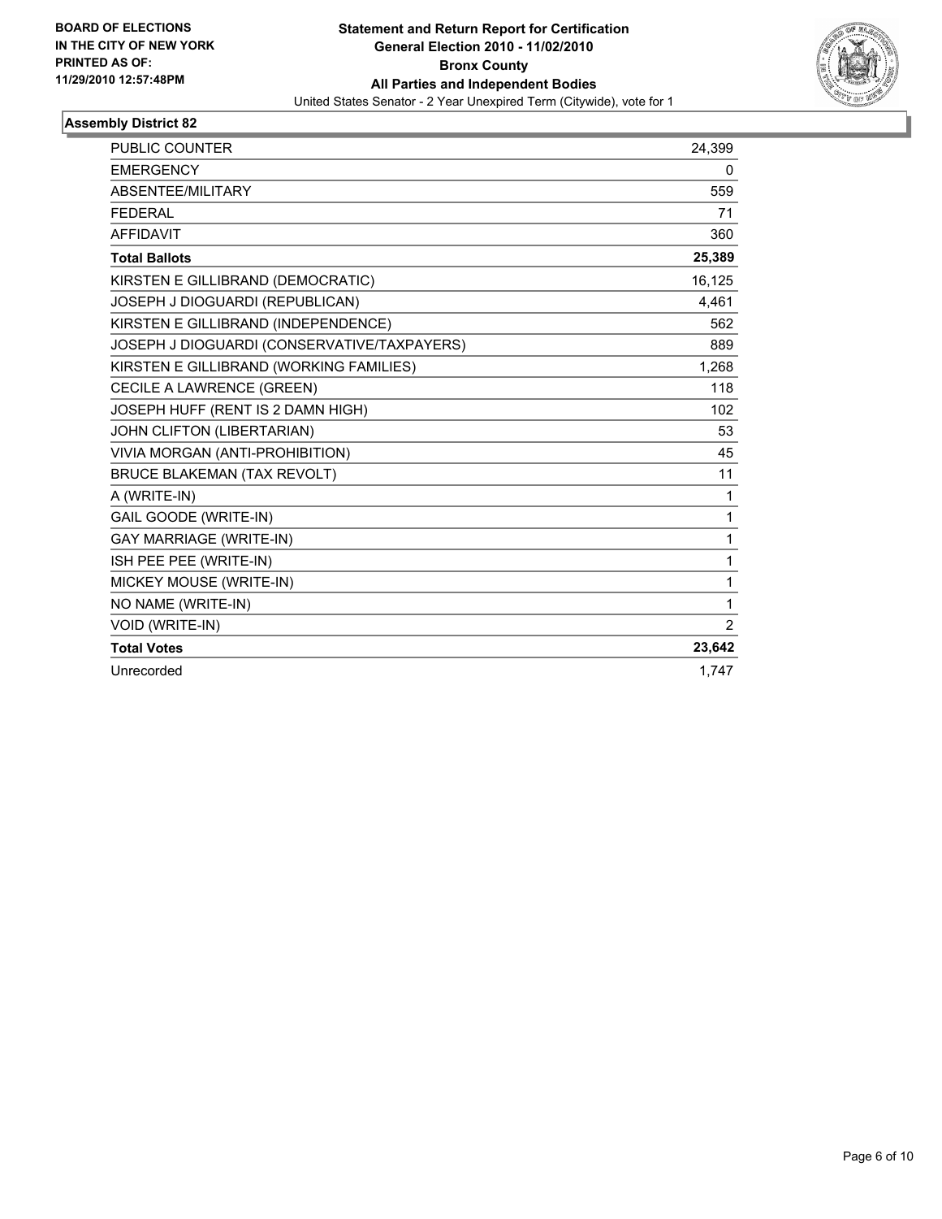**BOARD OF ELECTIONS IN THE CITY OF NEW YORK PRINTED AS OF: 11/29/2010 12:57:48PM**

# Statement and Return Report for Certification
## General Election 2010 - 11/02/2010
## Bronx County
## All Parties and Independent Bodies
United States Senator - 2 Year Unexpired Term (Citywide), vote for 1

### Assembly District 82

| | |
|---|---|
| PUBLIC COUNTER | 24,399 |
| EMERGENCY | 0 |
| ABSENTEE/MILITARY | 559 |
| FEDERAL | 71 |
| AFFIDAVIT | 360 |
| **Total Ballots** | **25,389** |
| KIRSTEN E GILLIBRAND (DEMOCRATIC) | 16,125 |
| JOSEPH J DIOGUARDI (REPUBLICAN) | 4,461 |
| KIRSTEN E GILLIBRAND (INDEPENDENCE) | 562 |
| JOSEPH J DIOGUARDI (CONSERVATIVE/TAXPAYERS) | 889 |
| KIRSTEN E GILLIBRAND (WORKING FAMILIES) | 1,268 |
| CECILE A LAWRENCE (GREEN) | 118 |
| JOSEPH HUFF (RENT IS 2 DAMN HIGH) | 102 |
| JOHN CLIFTON (LIBERTARIAN) | 53 |
| VIVIA MORGAN (ANTI-PROHIBITION) | 45 |
| BRUCE BLAKEMAN (TAX REVOLT) | 11 |
| A (WRITE-IN) | 1 |
| GAIL GOODE (WRITE-IN) | 1 |
| GAY MARRIAGE (WRITE-IN) | 1 |
| ISH PEE PEE (WRITE-IN) | 1 |
| MICKEY MOUSE (WRITE-IN) | 1 |
| NO NAME (WRITE-IN) | 1 |
| VOID (WRITE-IN) | 2 |
| **Total Votes** | **23,642** |
| Unrecorded | 1,747 |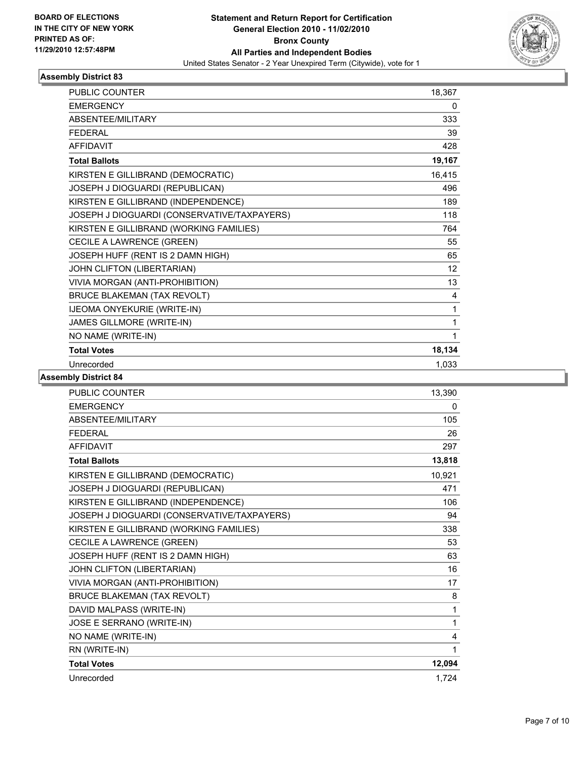**BOARD OF ELECTIONS IN THE CITY OF NEW YORK PRINTED AS OF: 11/29/2010 12:57:48PM**

**Statement and Return Report for Certification General Election 2010 - 11/02/2010 Bronx County All Parties and Independent Bodies**

United States Senator - 2 Year Unexpired Term (Citywide), vote for 1

## Assembly District 83

| | |
|---|---|
| PUBLIC COUNTER | 18,367 |
| EMERGENCY | 0 |
| ABSENTEE/MILITARY | 333 |
| FEDERAL | 39 |
| AFFIDAVIT | 428 |
| **Total Ballots** | **19,167** |
| KIRSTEN E GILLIBRAND (DEMOCRATIC) | 16,415 |
| JOSEPH J DIOGUARDI (REPUBLICAN) | 496 |
| KIRSTEN E GILLIBRAND (INDEPENDENCE) | 189 |
| JOSEPH J DIOGUARDI (CONSERVATIVE/TAXPAYERS) | 118 |
| KIRSTEN E GILLIBRAND (WORKING FAMILIES) | 764 |
| CECILE A LAWRENCE (GREEN) | 55 |
| JOSEPH HUFF (RENT IS 2 DAMN HIGH) | 65 |
| JOHN CLIFTON (LIBERTARIAN) | 12 |
| VIVIA MORGAN (ANTI-PROHIBITION) | 13 |
| BRUCE BLAKEMAN (TAX REVOLT) | 4 |
| IJEOMA ONYEKURIE (WRITE-IN) | 1 |
| JAMES GILLMORE (WRITE-IN) | 1 |
| NO NAME (WRITE-IN) | 1 |
| **Total Votes** | **18,134** |
| Unrecorded | 1,033 |

## Assembly District 84

| | |
|---|---|
| PUBLIC COUNTER | 13,390 |
| EMERGENCY | 0 |
| ABSENTEE/MILITARY | 105 |
| FEDERAL | 26 |
| AFFIDAVIT | 297 |
| **Total Ballots** | **13,818** |
| KIRSTEN E GILLIBRAND (DEMOCRATIC) | 10,921 |
| JOSEPH J DIOGUARDI (REPUBLICAN) | 471 |
| KIRSTEN E GILLIBRAND (INDEPENDENCE) | 106 |
| JOSEPH J DIOGUARDI (CONSERVATIVE/TAXPAYERS) | 94 |
| KIRSTEN E GILLIBRAND (WORKING FAMILIES) | 338 |
| CECILE A LAWRENCE (GREEN) | 53 |
| JOSEPH HUFF (RENT IS 2 DAMN HIGH) | 63 |
| JOHN CLIFTON (LIBERTARIAN) | 16 |
| VIVIA MORGAN (ANTI-PROHIBITION) | 17 |
| BRUCE BLAKEMAN (TAX REVOLT) | 8 |
| DAVID MALPASS (WRITE-IN) | 1 |
| JOSE E SERRANO (WRITE-IN) | 1 |
| NO NAME (WRITE-IN) | 4 |
| RN (WRITE-IN) | 1 |
| **Total Votes** | **12,094** |
| Unrecorded | 1,724 |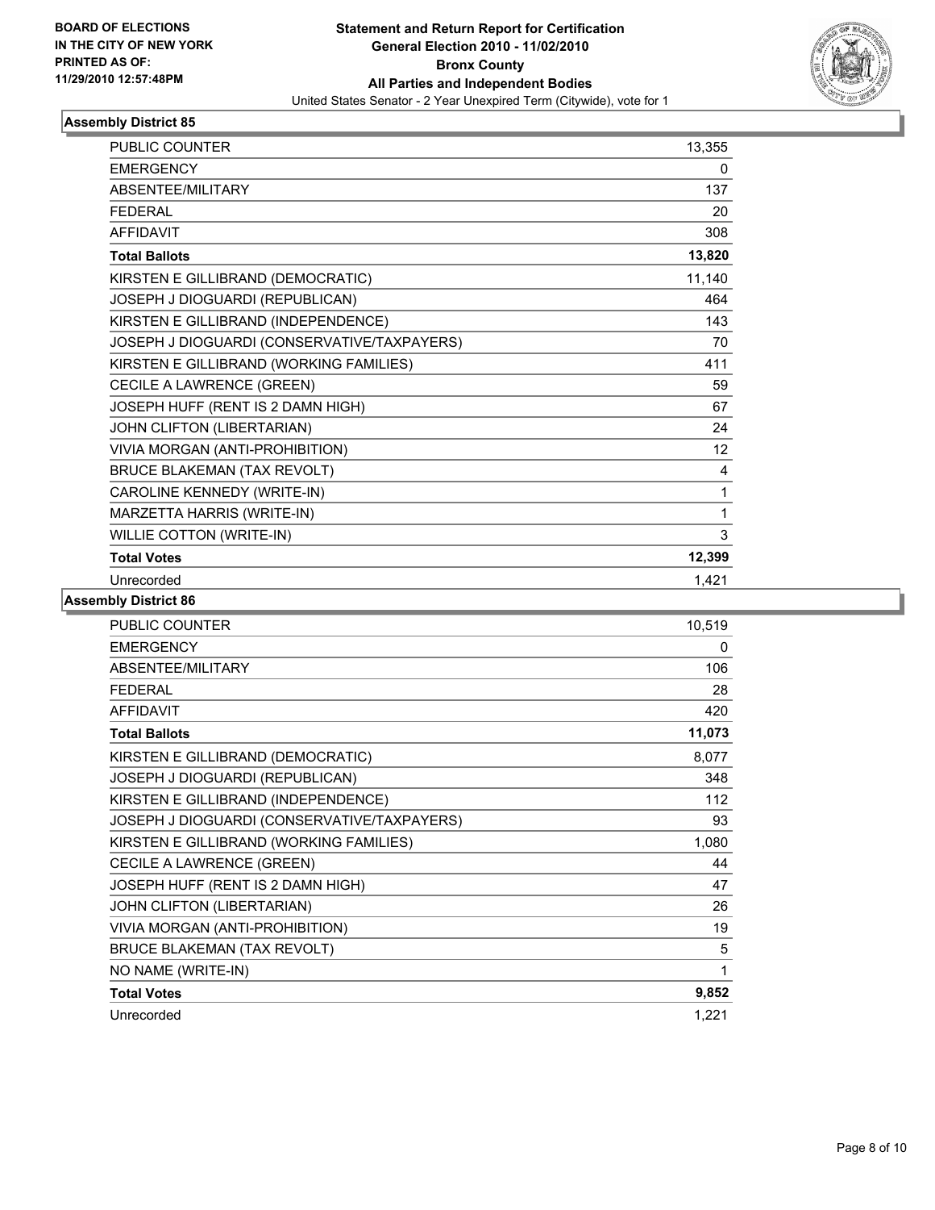**BOARD OF ELECTIONS IN THE CITY OF NEW YORK PRINTED AS OF: 11/29/2010 12:57:48PM**

**Statement and Return Report for Certification General Election 2010 - 11/02/2010 Bronx County All Parties and Independent Bodies**

United States Senator - 2 Year Unexpired Term (Citywide), vote for 1

## Assembly District 85

| | |
|---|---|
| PUBLIC COUNTER | 13,355 |
| EMERGENCY | 0 |
| ABSENTEE/MILITARY | 137 |
| FEDERAL | 20 |
| AFFIDAVIT | 308 |
| **Total Ballots** | **13,820** |
| KIRSTEN E GILLIBRAND (DEMOCRATIC) | 11,140 |
| JOSEPH J DIOGUARDI (REPUBLICAN) | 464 |
| KIRSTEN E GILLIBRAND (INDEPENDENCE) | 143 |
| JOSEPH J DIOGUARDI (CONSERVATIVE/TAXPAYERS) | 70 |
| KIRSTEN E GILLIBRAND (WORKING FAMILIES) | 411 |
| CECILE A LAWRENCE (GREEN) | 59 |
| JOSEPH HUFF (RENT IS 2 DAMN HIGH) | 67 |
| JOHN CLIFTON (LIBERTARIAN) | 24 |
| VIVIA MORGAN (ANTI-PROHIBITION) | 12 |
| BRUCE BLAKEMAN (TAX REVOLT) | 4 |
| CAROLINE KENNEDY (WRITE-IN) | 1 |
| MARZETTA HARRIS (WRITE-IN) | 1 |
| WILLIE COTTON (WRITE-IN) | 3 |
| **Total Votes** | **12,399** |
| Unrecorded | 1,421 |

## Assembly District 86

| | |
|---|---|
| PUBLIC COUNTER | 10,519 |
| EMERGENCY | 0 |
| ABSENTEE/MILITARY | 106 |
| FEDERAL | 28 |
| AFFIDAVIT | 420 |
| **Total Ballots** | **11,073** |
| KIRSTEN E GILLIBRAND (DEMOCRATIC) | 8,077 |
| JOSEPH J DIOGUARDI (REPUBLICAN) | 348 |
| KIRSTEN E GILLIBRAND (INDEPENDENCE) | 112 |
| JOSEPH J DIOGUARDI (CONSERVATIVE/TAXPAYERS) | 93 |
| KIRSTEN E GILLIBRAND (WORKING FAMILIES) | 1,080 |
| CECILE A LAWRENCE (GREEN) | 44 |
| JOSEPH HUFF (RENT IS 2 DAMN HIGH) | 47 |
| JOHN CLIFTON (LIBERTARIAN) | 26 |
| VIVIA MORGAN (ANTI-PROHIBITION) | 19 |
| BRUCE BLAKEMAN (TAX REVOLT) | 5 |
| NO NAME (WRITE-IN) | 1 |
| **Total Votes** | **9,852** |
| Unrecorded | 1,221 |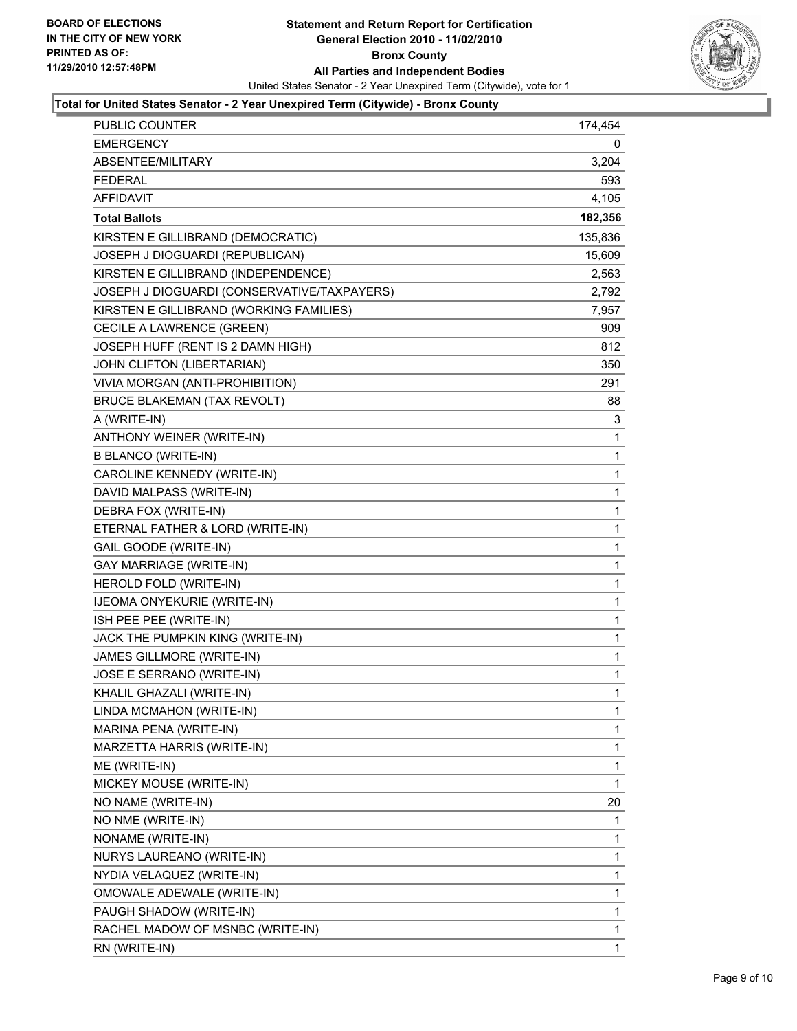**BOARD OF ELECTIONS IN THE CITY OF NEW YORK PRINTED AS OF: 11/29/2010 12:57:48PM**

# Statement and Return Report for Certification
## General Election 2010 - 11/02/2010
## Bronx County
## All Parties and Independent Bodies

United States Senator - 2 Year Unexpired Term (Citywide), vote for 1

### Total for United States Senator - 2 Year Unexpired Term (Citywide) - Bronx County

| | |
|---|---|
| PUBLIC COUNTER | 174,454 |
| EMERGENCY | 0 |
| ABSENTEE/MILITARY | 3,204 |
| FEDERAL | 593 |
| AFFIDAVIT | 4,105 |
| **Total Ballots** | **182,356** |
| KIRSTEN E GILLIBRAND (DEMOCRATIC) | 135,836 |
| JOSEPH J DIOGUARDI (REPUBLICAN) | 15,609 |
| KIRSTEN E GILLIBRAND (INDEPENDENCE) | 2,563 |
| JOSEPH J DIOGUARDI (CONSERVATIVE/TAXPAYERS) | 2,792 |
| KIRSTEN E GILLIBRAND (WORKING FAMILIES) | 7,957 |
| CECILE A LAWRENCE (GREEN) | 909 |
| JOSEPH HUFF (RENT IS 2 DAMN HIGH) | 812 |
| JOHN CLIFTON (LIBERTARIAN) | 350 |
| VIVIA MORGAN (ANTI-PROHIBITION) | 291 |
| BRUCE BLAKEMAN (TAX REVOLT) | 88 |
| A (WRITE-IN) | 3 |
| ANTHONY WEINER (WRITE-IN) | 1 |
| B BLANCO (WRITE-IN) | 1 |
| CAROLINE KENNEDY (WRITE-IN) | 1 |
| DAVID MALPASS (WRITE-IN) | 1 |
| DEBRA FOX (WRITE-IN) | 1 |
| ETERNAL FATHER & LORD (WRITE-IN) | 1 |
| GAIL GOODE (WRITE-IN) | 1 |
| GAY MARRIAGE (WRITE-IN) | 1 |
| HEROLD FOLD (WRITE-IN) | 1 |
| IJEOMA ONYEKURIE (WRITE-IN) | 1 |
| ISH PEE PEE (WRITE-IN) | 1 |
| JACK THE PUMPKIN KING (WRITE-IN) | 1 |
| JAMES GILLMORE (WRITE-IN) | 1 |
| JOSE E SERRANO (WRITE-IN) | 1 |
| KHALIL GHAZALI (WRITE-IN) | 1 |
| LINDA MCMAHON (WRITE-IN) | 1 |
| MARINA PENA (WRITE-IN) | 1 |
| MARZETTA HARRIS (WRITE-IN) | 1 |
| ME (WRITE-IN) | 1 |
| MICKEY MOUSE (WRITE-IN) | 1 |
| NO NAME (WRITE-IN) | 20 |
| NO NME (WRITE-IN) | 1 |
| NONAME (WRITE-IN) | 1 |
| NURYS LAUREANO (WRITE-IN) | 1 |
| NYDIA VELAQUEZ (WRITE-IN) | 1 |
| OMOWALE ADEWALE (WRITE-IN) | 1 |
| PAUGH SHADOW (WRITE-IN) | 1 |
| RACHEL MADOW OF MSNBC (WRITE-IN) | 1 |
| RN (WRITE-IN) | 1 |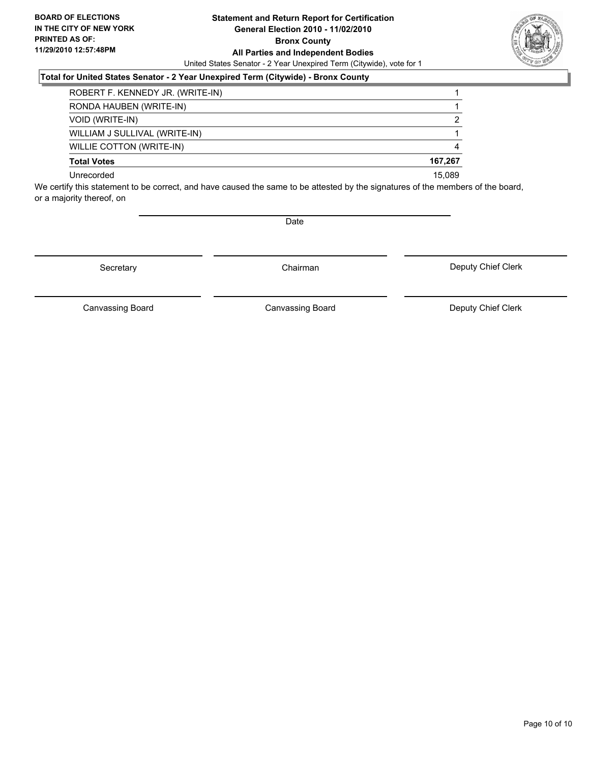**BOARD OF ELECTIONS IN THE CITY OF NEW YORK**
**PRINTED AS OF: 11/29/2010 12:57:48PM**

**Statement and Return Report for Certification**
**General Election 2010 - 11/02/2010**
**Bronx County**
**All Parties and Independent Bodies**
United States Senator - 2 Year Unexpired Term (Citywide), vote for 1

**Total for United States Senator - 2 Year Unexpired Term (Citywide) - Bronx County**

| | |
|---|---|
| ROBERT F. KENNEDY JR. (WRITE-IN) | 1 |
| RONDA HAUBEN (WRITE-IN) | 1 |
| VOID (WRITE-IN) | 2 |
| WILLIAM J SULLIVAL (WRITE-IN) | 1 |
| WILLIE COTTON (WRITE-IN) | 4 |
| **Total Votes** | **167,267** |
| Unrecorded | 15,089 |

We certify this statement to be correct, and have caused the same to be attested by the signatures of the members of the board, or a majority thereof, on

Date

Secretary | Chairman | Deputy Chief Clerk

Canvassing Board | Canvassing Board | Deputy Chief Clerk